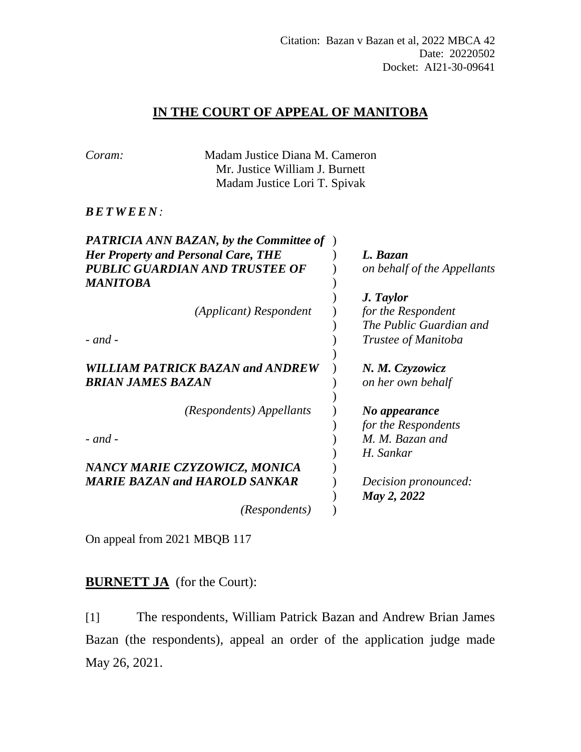Citation: Bazan v Bazan et al, 2022 MBCA 42
Date: 20220502
Docket: AI21-30-09641

# IN THE COURT OF APPEAL OF MANITOBA

*Coram:* Madam Justice Diana M. Cameron
Mr. Justice William J. Burnett
Madam Justice Lori T. Spivak

***B E T W E E N :***

| | |
|---|---|
| ***PATRICIA ANN BAZAN, by the Committee of Her Property and Personal Care, THE PUBLIC GUARDIAN AND TRUSTEE OF MANITOBA*** | ***L. Bazan*** *on behalf of the Appellants* |
| *(Applicant) Respondent* | ***J. Taylor*** *for the Respondent The Public Guardian and Trustee of Manitoba* |
| *- and -* | |
| ***WILLIAM PATRICK BAZAN and ANDREW BRIAN JAMES BAZAN*** | ***N. M. Czyzowicz*** *on her own behalf* |
| *(Respondents) Appellants* | ***No appearance*** *for the Respondents M. M. Bazan and H. Sankar* |
| *- and -* | |
| ***NANCY MARIE CZYZOWICZ, MONICA MARIE BAZAN and HAROLD SANKAR*** | *Decision pronounced:* ***May 2, 2022*** |
| *(Respondents)* | |

On appeal from 2021 MBQB 117

**BURNETT JA** (for the Court):

[1] The respondents, William Patrick Bazan and Andrew Brian James Bazan (the respondents), appeal an order of the application judge made May 26, 2021.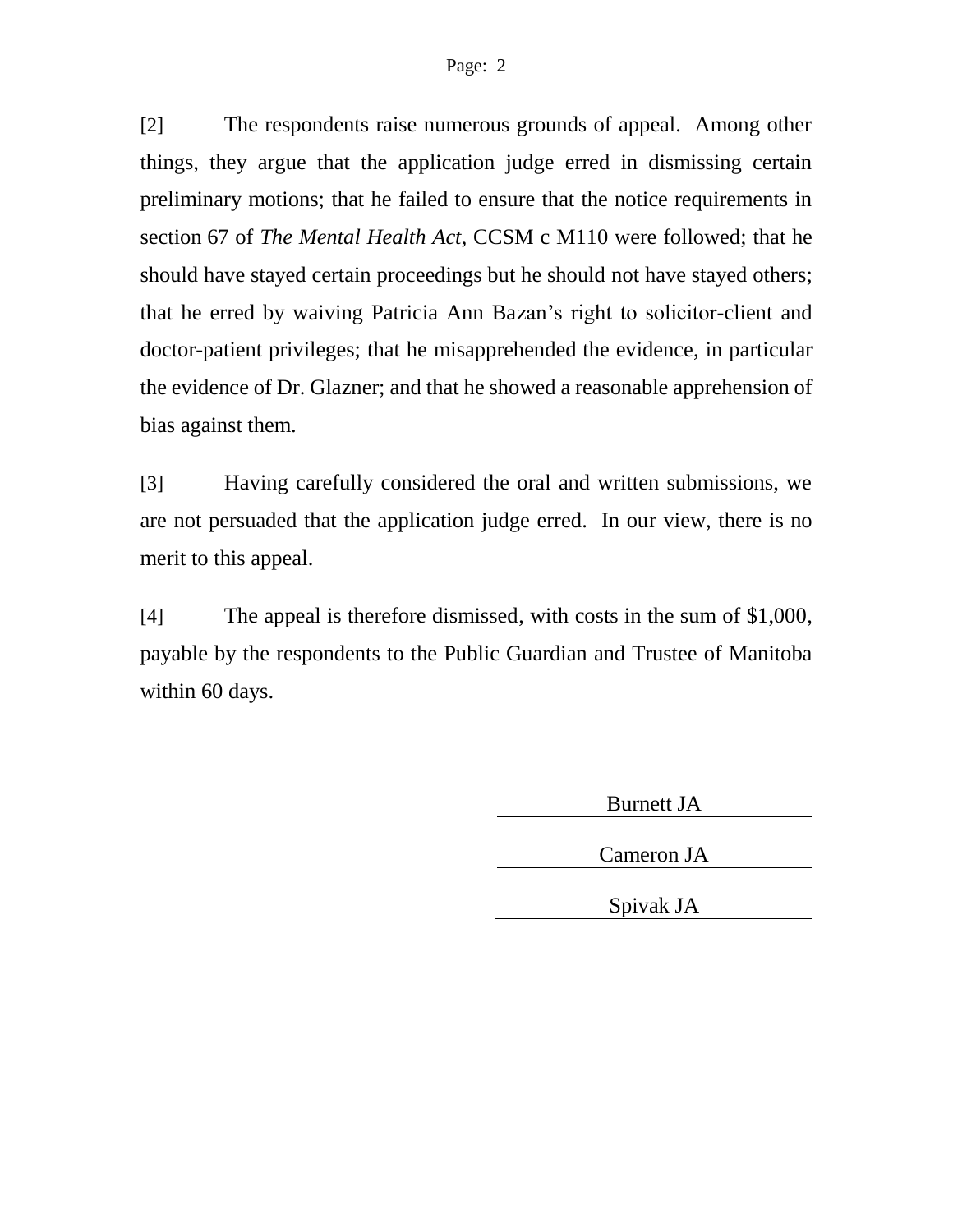[2] The respondents raise numerous grounds of appeal. Among other things, they argue that the application judge erred in dismissing certain preliminary motions; that he failed to ensure that the notice requirements in section 67 of *The Mental Health Act*, CCSM c M110 were followed; that he should have stayed certain proceedings but he should not have stayed others; that he erred by waiving Patricia Ann Bazan's right to solicitor-client and doctor-patient privileges; that he misapprehended the evidence, in particular the evidence of Dr. Glazner; and that he showed a reasonable apprehension of bias against them.

[3] Having carefully considered the oral and written submissions, we are not persuaded that the application judge erred. In our view, there is no merit to this appeal.

[4] The appeal is therefore dismissed, with costs in the sum of $1,000, payable by the respondents to the Public Guardian and Trustee of Manitoba within 60 days.

Burnett JA

Cameron JA

Spivak JA